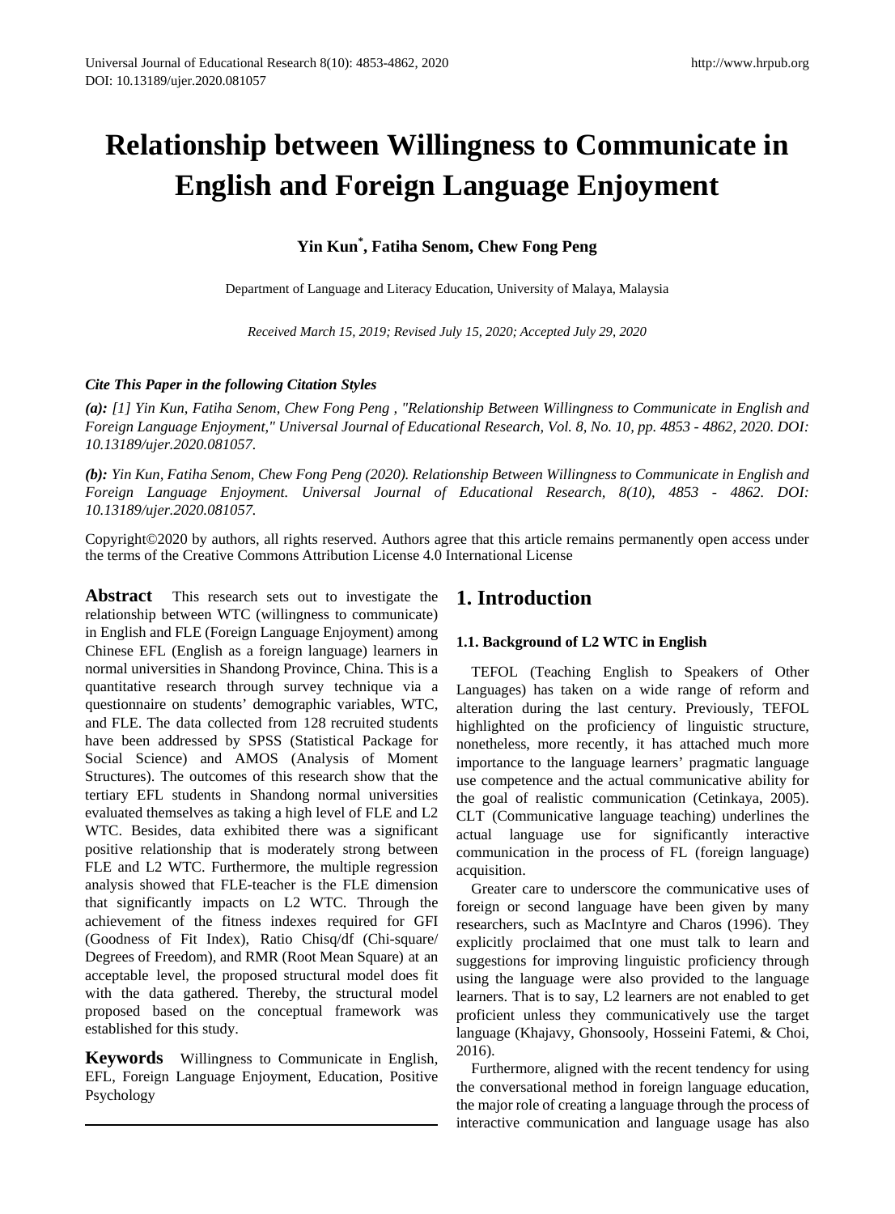# Relationship between Willingness to Communicate in English and Foreign Language Enjoyment

**Yin Kun[*], Fatiha Senom, Chew Fong Peng**

Department of Language and Literacy Education, University of Malaya, Malaysia

*Received March 15, 2019; Revised July 15, 2020; Accepted July 29, 2020*

***Cite This Paper in the following Citation Styles***

***(a):*** *[1] Yin Kun, Fatiha Senom, Chew Fong Peng , "Relationship Between Willingness to Communicate in English and Foreign Language Enjoyment," Universal Journal of Educational Research, Vol. 8, No. 10, pp. 4853 - 4862, 2020. DOI: 10.13189/ujer.2020.081057.*

***(b):*** *Yin Kun, Fatiha Senom, Chew Fong Peng (2020). Relationship Between Willingness to Communicate in English and Foreign Language Enjoyment. Universal Journal of Educational Research, 8(10), 4853 - 4862. DOI: 10.13189/ujer.2020.081057.*

Copyright©2020 by authors, all rights reserved. Authors agree that this article remains permanently open access under the terms of the Creative Commons Attribution License 4.0 International License

**Abstract** This research sets out to investigate the relationship between WTC (willingness to communicate) in English and FLE (Foreign Language Enjoyment) among Chinese EFL (English as a foreign language) learners in normal universities in Shandong Province, China. This is a quantitative research through survey technique via a questionnaire on students' demographic variables, WTC, and FLE. The data collected from 128 recruited students have been addressed by SPSS (Statistical Package for Social Science) and AMOS (Analysis of Moment Structures). The outcomes of this research show that the tertiary EFL students in Shandong normal universities evaluated themselves as taking a high level of FLE and L2 WTC. Besides, data exhibited there was a significant positive relationship that is moderately strong between FLE and L2 WTC. Furthermore, the multiple regression analysis showed that FLE-teacher is the FLE dimension that significantly impacts on L2 WTC. Through the achievement of the fitness indexes required for GFI (Goodness of Fit Index), Ratio Chisq/df (Chi-square/ Degrees of Freedom), and RMR (Root Mean Square) at an acceptable level, the proposed structural model does fit with the data gathered. Thereby, the structural model proposed based on the conceptual framework was established for this study.

**Keywords** Willingness to Communicate in English, EFL, Foreign Language Enjoyment, Education, Positive Psychology

## 1. Introduction

### 1.1. Background of L2 WTC in English

TEFOL (Teaching English to Speakers of Other Languages) has taken on a wide range of reform and alteration during the last century. Previously, TEFOL highlighted on the proficiency of linguistic structure, nonetheless, more recently, it has attached much more importance to the language learners' pragmatic language use competence and the actual communicative ability for the goal of realistic communication (Cetinkaya, 2005). CLT (Communicative language teaching) underlines the actual language use for significantly interactive communication in the process of FL (foreign language) acquisition.

Greater care to underscore the communicative uses of foreign or second language have been given by many researchers, such as MacIntyre and Charos (1996). They explicitly proclaimed that one must talk to learn and suggestions for improving linguistic proficiency through using the language were also provided to the language learners. That is to say, L2 learners are not enabled to get proficient unless they communicatively use the target language (Khajavy, Ghonsooly, Hosseini Fatemi, & Choi, 2016).

Furthermore, aligned with the recent tendency for using the conversational method in foreign language education, the major role of creating a language through the process of interactive communication and language usage has also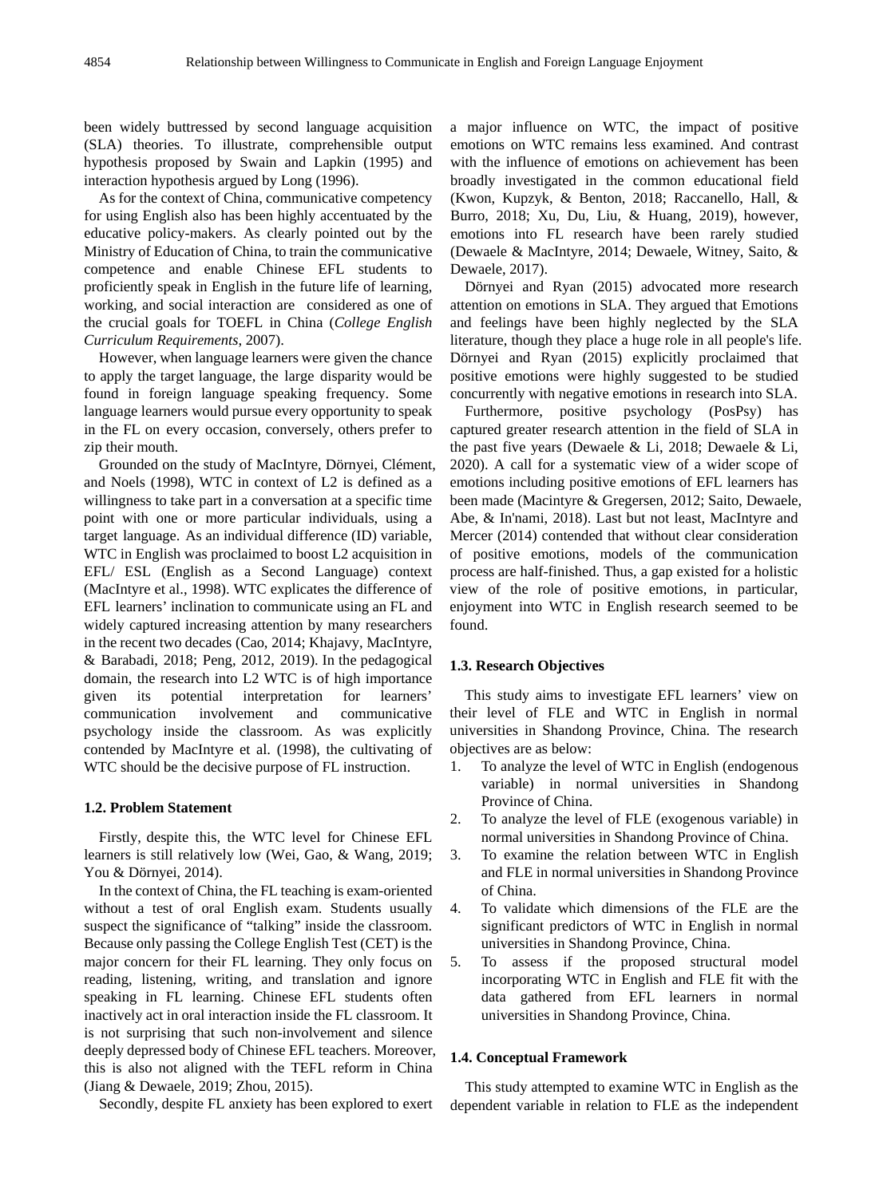been widely buttressed by second language acquisition (SLA) theories. To illustrate, comprehensible output hypothesis proposed by Swain and Lapkin (1995) and interaction hypothesis argued by Long (1996).

As for the context of China, communicative competency for using English also has been highly accentuated by the educative policy-makers. As clearly pointed out by the Ministry of Education of China, to train the communicative competence and enable Chinese EFL students to proficiently speak in English in the future life of learning, working, and social interaction are considered as one of the crucial goals for TOEFL in China (*College English Curriculum Requirements*, 2007).

However, when language learners were given the chance to apply the target language, the large disparity would be found in foreign language speaking frequency. Some language learners would pursue every opportunity to speak in the FL on every occasion, conversely, others prefer to zip their mouth.

Grounded on the study of MacIntyre, Dörnyei, Clément, and Noels (1998), WTC in context of L2 is defined as a willingness to take part in a conversation at a specific time point with one or more particular individuals, using a target language. As an individual difference (ID) variable, WTC in English was proclaimed to boost L2 acquisition in EFL/ ESL (English as a Second Language) context (MacIntyre et al., 1998). WTC explicates the difference of EFL learners' inclination to communicate using an FL and widely captured increasing attention by many researchers in the recent two decades (Cao, 2014; Khajavy, MacIntyre, & Barabadi, 2018; Peng, 2012, 2019). In the pedagogical domain, the research into L2 WTC is of high importance given its potential interpretation for learners' communication involvement and communicative psychology inside the classroom. As was explicitly contended by MacIntyre et al. (1998), the cultivating of WTC should be the decisive purpose of FL instruction.

### 1.2. Problem Statement

Firstly, despite this, the WTC level for Chinese EFL learners is still relatively low (Wei, Gao, & Wang, 2019; You & Dörnyei, 2014).

In the context of China, the FL teaching is exam-oriented without a test of oral English exam. Students usually suspect the significance of "talking" inside the classroom. Because only passing the College English Test (CET) is the major concern for their FL learning. They only focus on reading, listening, writing, and translation and ignore speaking in FL learning. Chinese EFL students often inactively act in oral interaction inside the FL classroom. It is not surprising that such non-involvement and silence deeply depressed body of Chinese EFL teachers. Moreover, this is also not aligned with the TEFL reform in China (Jiang & Dewaele, 2019; Zhou, 2015).

Secondly, despite FL anxiety has been explored to exert a major influence on WTC, the impact of positive emotions on WTC remains less examined. And contrast with the influence of emotions on achievement has been broadly investigated in the common educational field (Kwon, Kupzyk, & Benton, 2018; Raccanello, Hall, & Burro, 2018; Xu, Du, Liu, & Huang, 2019), however, emotions into FL research have been rarely studied (Dewaele & MacIntyre, 2014; Dewaele, Witney, Saito, & Dewaele, 2017).

Dörnyei and Ryan (2015) advocated more research attention on emotions in SLA. They argued that Emotions and feelings have been highly neglected by the SLA literature, though they place a huge role in all people's life. Dörnyei and Ryan (2015) explicitly proclaimed that positive emotions were highly suggested to be studied concurrently with negative emotions in research into SLA.

Furthermore, positive psychology (PosPsy) has captured greater research attention in the field of SLA in the past five years (Dewaele & Li, 2018; Dewaele & Li, 2020). A call for a systematic view of a wider scope of emotions including positive emotions of EFL learners has been made (Macintyre & Gregersen, 2012; Saito, Dewaele, Abe, & In'nami, 2018). Last but not least, MacIntyre and Mercer (2014) contended that without clear consideration of positive emotions, models of the communication process are half-finished. Thus, a gap existed for a holistic view of the role of positive emotions, in particular, enjoyment into WTC in English research seemed to be found.

### 1.3. Research Objectives

This study aims to investigate EFL learners' view on their level of FLE and WTC in English in normal universities in Shandong Province, China. The research objectives are as below:

1. To analyze the level of WTC in English (endogenous variable) in normal universities in Shandong Province of China.
2. To analyze the level of FLE (exogenous variable) in normal universities in Shandong Province of China.
3. To examine the relation between WTC in English and FLE in normal universities in Shandong Province of China.
4. To validate which dimensions of the FLE are the significant predictors of WTC in English in normal universities in Shandong Province, China.
5. To assess if the proposed structural model incorporating WTC in English and FLE fit with the data gathered from EFL learners in normal universities in Shandong Province, China.

### 1.4. Conceptual Framework

This study attempted to examine WTC in English as the dependent variable in relation to FLE as the independent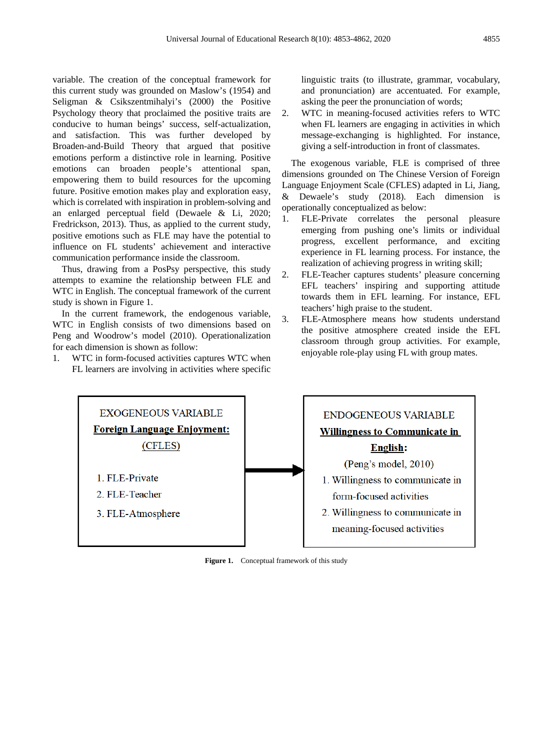variable. The creation of the conceptual framework for this current study was grounded on Maslow's (1954) and Seligman & Csikszentmihalyi's (2000) the Positive Psychology theory that proclaimed the positive traits are conducive to human beings' success, self-actualization, and satisfaction. This was further developed by Broaden-and-Build Theory that argued that positive emotions perform a distinctive role in learning. Positive emotions can broaden people's attentional span, empowering them to build resources for the upcoming future. Positive emotion makes play and exploration easy, which is correlated with inspiration in problem-solving and an enlarged perceptual field (Dewaele & Li, 2020; Fredrickson, 2013). Thus, as applied to the current study, positive emotions such as FLE may have the potential to influence on FL students' achievement and interactive communication performance inside the classroom.

Thus, drawing from a PosPsy perspective, this study attempts to examine the relationship between FLE and WTC in English. The conceptual framework of the current study is shown in Figure 1.

In the current framework, the endogenous variable, WTC in English consists of two dimensions based on Peng and Woodrow's model (2010). Operationalization for each dimension is shown as follow:

1. WTC in form-focused activities captures WTC when FL learners are involving in activities where specific linguistic traits (to illustrate, grammar, vocabulary, and pronunciation) are accentuated. For example, asking the peer the pronunciation of words;
2. WTC in meaning-focused activities refers to WTC when FL learners are engaging in activities in which message-exchanging is highlighted. For instance, giving a self-introduction in front of classmates.

The exogenous variable, FLE is comprised of three dimensions grounded on The Chinese Version of Foreign Language Enjoyment Scale (CFLES) adapted in Li, Jiang, & Dewaele's study (2018). Each dimension is operationally conceptualized as below:

1. FLE-Private correlates the personal pleasure emerging from pushing one's limits or individual progress, excellent performance, and exciting experience in FL learning process. For instance, the realization of achieving progress in writing skill;
2. FLE-Teacher captures students' pleasure concerning EFL teachers' inspiring and supporting attitude towards them in EFL learning. For instance, EFL teachers' high praise to the student.
3. FLE-Atmosphere means how students understand the positive atmosphere created inside the EFL classroom through group activities. For example, enjoyable role-play using FL with group mates.

| EXOGENEOUS VARIABLE | | ENDOGENEOUS VARIABLE |
|---|---|---|
| **Foreign Language Enjoyment:** (CFLES) | → | **Willingness to Communicate in English:** (Peng's model, 2010) |
| 1. FLE-Private<br>2. FLE-Teacher<br>3. FLE-Atmosphere | | 1. Willingness to communicate in form-focused activities<br>2. Willingness to communicate in meaning-focused activities |

**Figure 1.** Conceptual framework of this study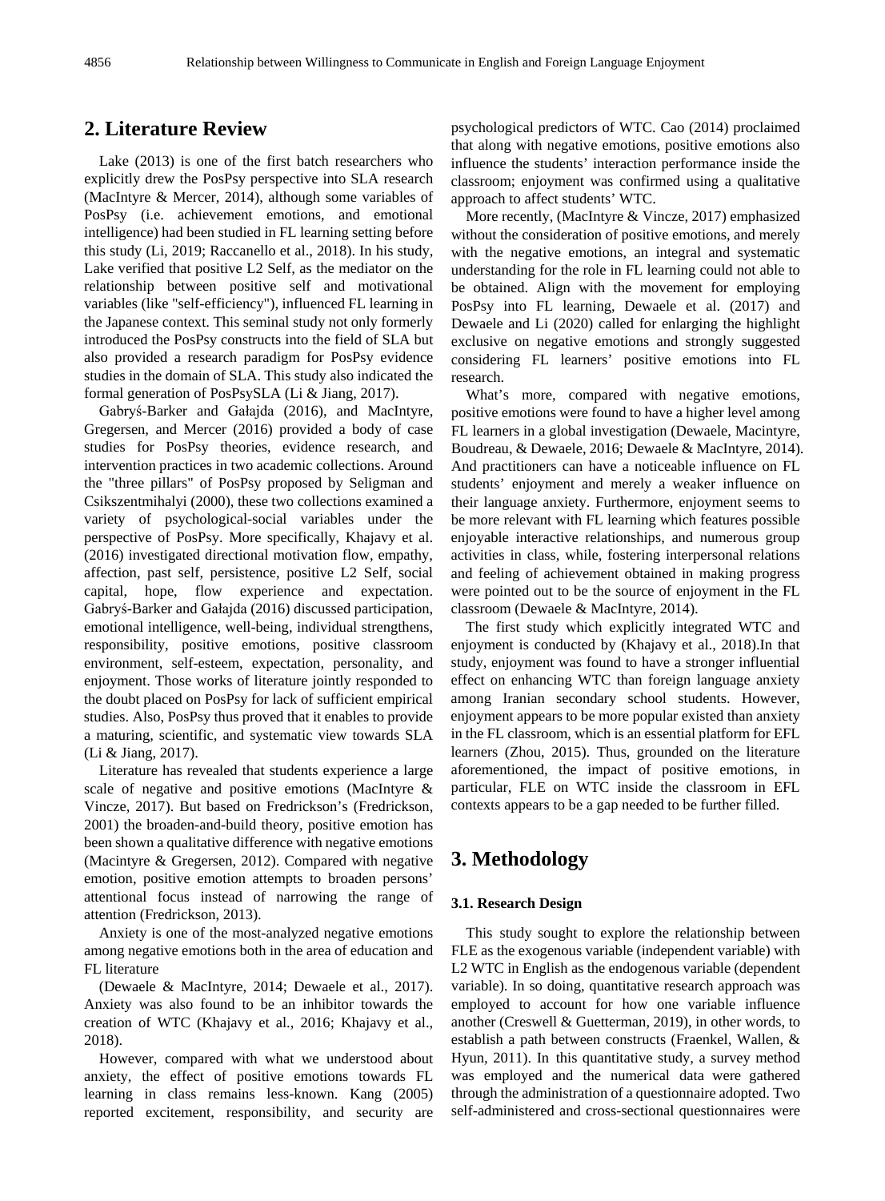## 2. Literature Review

Lake (2013) is one of the first batch researchers who explicitly drew the PosPsy perspective into SLA research (MacIntyre & Mercer, 2014), although some variables of PosPsy (i.e. achievement emotions, and emotional intelligence) had been studied in FL learning setting before this study (Li, 2019; Raccanello et al., 2018). In his study, Lake verified that positive L2 Self, as the mediator on the relationship between positive self and motivational variables (like "self-efficiency"), influenced FL learning in the Japanese context. This seminal study not only formerly introduced the PosPsy constructs into the field of SLA but also provided a research paradigm for PosPsy evidence studies in the domain of SLA. This study also indicated the formal generation of PosPsySLA (Li & Jiang, 2017).

Gabryś-Barker and Gałajda (2016), and MacIntyre, Gregersen, and Mercer (2016) provided a body of case studies for PosPsy theories, evidence research, and intervention practices in two academic collections. Around the "three pillars" of PosPsy proposed by Seligman and Csikszentmihalyi (2000), these two collections examined a variety of psychological-social variables under the perspective of PosPsy. More specifically, Khajavy et al. (2016) investigated directional motivation flow, empathy, affection, past self, persistence, positive L2 Self, social capital, hope, flow experience and expectation. Gabryś-Barker and Gałajda (2016) discussed participation, emotional intelligence, well-being, individual strengthens, responsibility, positive emotions, positive classroom environment, self-esteem, expectation, personality, and enjoyment. Those works of literature jointly responded to the doubt placed on PosPsy for lack of sufficient empirical studies. Also, PosPsy thus proved that it enables to provide a maturing, scientific, and systematic view towards SLA (Li & Jiang, 2017).

Literature has revealed that students experience a large scale of negative and positive emotions (MacIntyre & Vincze, 2017). But based on Fredrickson's (Fredrickson, 2001) the broaden-and-build theory, positive emotion has been shown a qualitative difference with negative emotions (Macintyre & Gregersen, 2012). Compared with negative emotion, positive emotion attempts to broaden persons' attentional focus instead of narrowing the range of attention (Fredrickson, 2013).

Anxiety is one of the most-analyzed negative emotions among negative emotions both in the area of education and FL literature

(Dewaele & MacIntyre, 2014; Dewaele et al., 2017). Anxiety was also found to be an inhibitor towards the creation of WTC (Khajavy et al., 2016; Khajavy et al., 2018).

However, compared with what we understood about anxiety, the effect of positive emotions towards FL learning in class remains less-known. Kang (2005) reported excitement, responsibility, and security are psychological predictors of WTC. Cao (2014) proclaimed that along with negative emotions, positive emotions also influence the students' interaction performance inside the classroom; enjoyment was confirmed using a qualitative approach to affect students' WTC.

More recently, (MacIntyre & Vincze, 2017) emphasized without the consideration of positive emotions, and merely with the negative emotions, an integral and systematic understanding for the role in FL learning could not able to be obtained. Align with the movement for employing PosPsy into FL learning, Dewaele et al. (2017) and Dewaele and Li (2020) called for enlarging the highlight exclusive on negative emotions and strongly suggested considering FL learners' positive emotions into FL research.

What's more, compared with negative emotions, positive emotions were found to have a higher level among FL learners in a global investigation (Dewaele, Macintyre, Boudreau, & Dewaele, 2016; Dewaele & MacIntyre, 2014). And practitioners can have a noticeable influence on FL students' enjoyment and merely a weaker influence on their language anxiety. Furthermore, enjoyment seems to be more relevant with FL learning which features possible enjoyable interactive relationships, and numerous group activities in class, while, fostering interpersonal relations and feeling of achievement obtained in making progress were pointed out to be the source of enjoyment in the FL classroom (Dewaele & MacIntyre, 2014).

The first study which explicitly integrated WTC and enjoyment is conducted by (Khajavy et al., 2018).In that study, enjoyment was found to have a stronger influential effect on enhancing WTC than foreign language anxiety among Iranian secondary school students. However, enjoyment appears to be more popular existed than anxiety in the FL classroom, which is an essential platform for EFL learners (Zhou, 2015). Thus, grounded on the literature aforementioned, the impact of positive emotions, in particular, FLE on WTC inside the classroom in EFL contexts appears to be a gap needed to be further filled.

## 3. Methodology

### 3.1. Research Design

This study sought to explore the relationship between FLE as the exogenous variable (independent variable) with L2 WTC in English as the endogenous variable (dependent variable). In so doing, quantitative research approach was employed to account for how one variable influence another (Creswell & Guetterman, 2019), in other words, to establish a path between constructs (Fraenkel, Wallen, & Hyun, 2011). In this quantitative study, a survey method was employed and the numerical data were gathered through the administration of a questionnaire adopted. Two self-administered and cross-sectional questionnaires were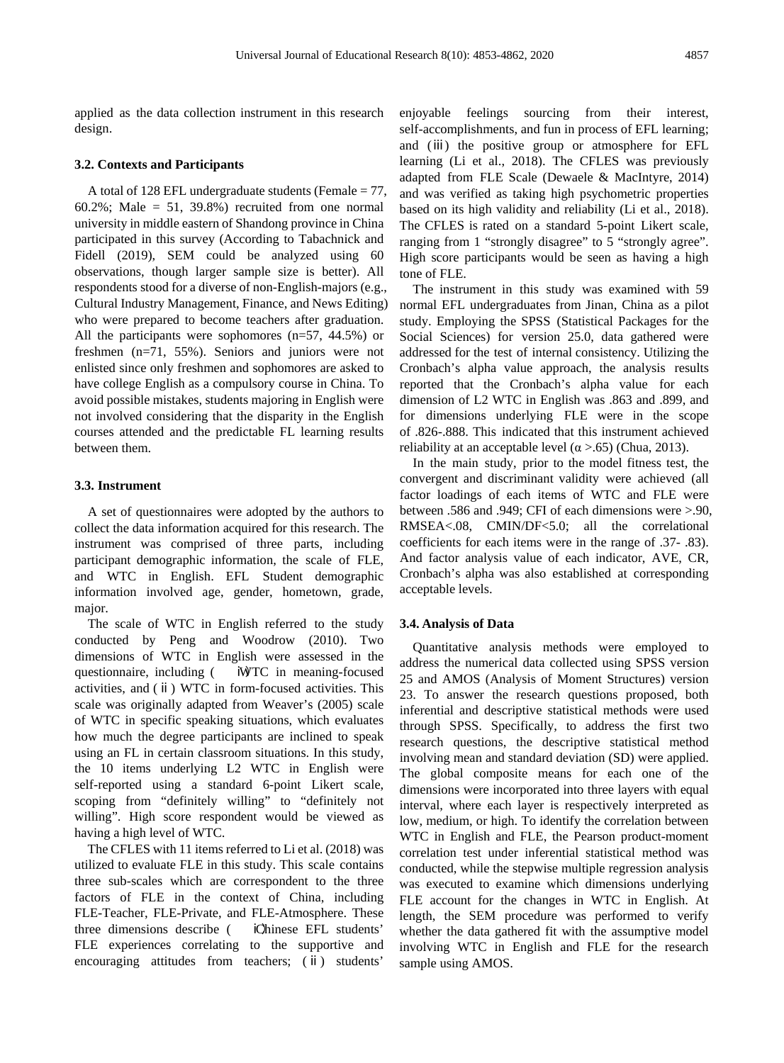applied as the data collection instrument in this research design.

### 3.2. Contexts and Participants

A total of 128 EFL undergraduate students (Female = 77, 60.2%; Male = 51, 39.8%) recruited from one normal university in middle eastern of Shandong province in China participated in this survey (According to Tabachnick and Fidell (2019), SEM could be analyzed using 60 observations, though larger sample size is better). All respondents stood for a diverse of non-English-majors (e.g., Cultural Industry Management, Finance, and News Editing) who were prepared to become teachers after graduation. All the participants were sophomores (n=57, 44.5%) or freshmen (n=71, 55%). Seniors and juniors were not enlisted since only freshmen and sophomores are asked to have college English as a compulsory course in China. To avoid possible mistakes, students majoring in English were not involved considering that the disparity in the English courses attended and the predictable FL learning results between them.

### 3.3. Instrument

A set of questionnaires were adopted by the authors to collect the data information acquired for this research. The instrument was comprised of three parts, including participant demographic information, the scale of FLE, and WTC in English. EFL Student demographic information involved age, gender, hometown, grade, major.

The scale of WTC in English referred to the study conducted by Peng and Woodrow (2010). Two dimensions of WTC in English were assessed in the questionnaire, including (ⅰ) WTC in meaning-focused activities, and (ⅱ) WTC in form-focused activities. This scale was originally adapted from Weaver's (2005) scale of WTC in specific speaking situations, which evaluates how much the degree participants are inclined to speak using an FL in certain classroom situations. In this study, the 10 items underlying L2 WTC in English were self-reported using a standard 6-point Likert scale, scoping from "definitely willing" to "definitely not willing". High score respondent would be viewed as having a high level of WTC.

The CFLES with 11 items referred to Li et al. (2018) was utilized to evaluate FLE in this study. This scale contains three sub-scales which are correspondent to the three factors of FLE in the context of China, including FLE-Teacher, FLE-Private, and FLE-Atmosphere. These three dimensions describe (ⅰ) Chinese EFL students' FLE experiences correlating to the supportive and encouraging attitudes from teachers; (ⅱ) students' enjoyable feelings sourcing from their interest, self-accomplishments, and fun in process of EFL learning; and (ⅲ) the positive group or atmosphere for EFL learning (Li et al., 2018). The CFLES was previously adapted from FLE Scale (Dewaele & MacIntyre, 2014) and was verified as taking high psychometric properties based on its high validity and reliability (Li et al., 2018). The CFLES is rated on a standard 5-point Likert scale, ranging from 1 "strongly disagree" to 5 "strongly agree". High score participants would be seen as having a high tone of FLE.

The instrument in this study was examined with 59 normal EFL undergraduates from Jinan, China as a pilot study. Employing the SPSS (Statistical Packages for the Social Sciences) for version 25.0, data gathered were addressed for the test of internal consistency. Utilizing the Cronbach's alpha value approach, the analysis results reported that the Cronbach's alpha value for each dimension of L2 WTC in English was .863 and .899, and for dimensions underlying FLE were in the scope of .826-.888. This indicated that this instrument achieved reliability at an acceptable level ($\alpha$ >.65) (Chua, 2013).

In the main study, prior to the model fitness test, the convergent and discriminant validity were achieved (all factor loadings of each items of WTC and FLE were between .586 and .949; CFI of each dimensions were >.90, RMSEA<.08, CMIN/DF<5.0; all the correlational coefficients for each items were in the range of .37- .83). And factor analysis value of each indicator, AVE, CR, Cronbach's alpha was also established at corresponding acceptable levels.

### 3.4. Analysis of Data

Quantitative analysis methods were employed to address the numerical data collected using SPSS version 25 and AMOS (Analysis of Moment Structures) version 23. To answer the research questions proposed, both inferential and descriptive statistical methods were used through SPSS. Specifically, to address the first two research questions, the descriptive statistical method involving mean and standard deviation (SD) were applied. The global composite means for each one of the dimensions were incorporated into three layers with equal interval, where each layer is respectively interpreted as low, medium, or high. To identify the correlation between WTC in English and FLE, the Pearson product-moment correlation test under inferential statistical method was conducted, while the stepwise multiple regression analysis was executed to examine which dimensions underlying FLE account for the changes in WTC in English. At length, the SEM procedure was performed to verify whether the data gathered fit with the assumptive model involving WTC in English and FLE for the research sample using AMOS.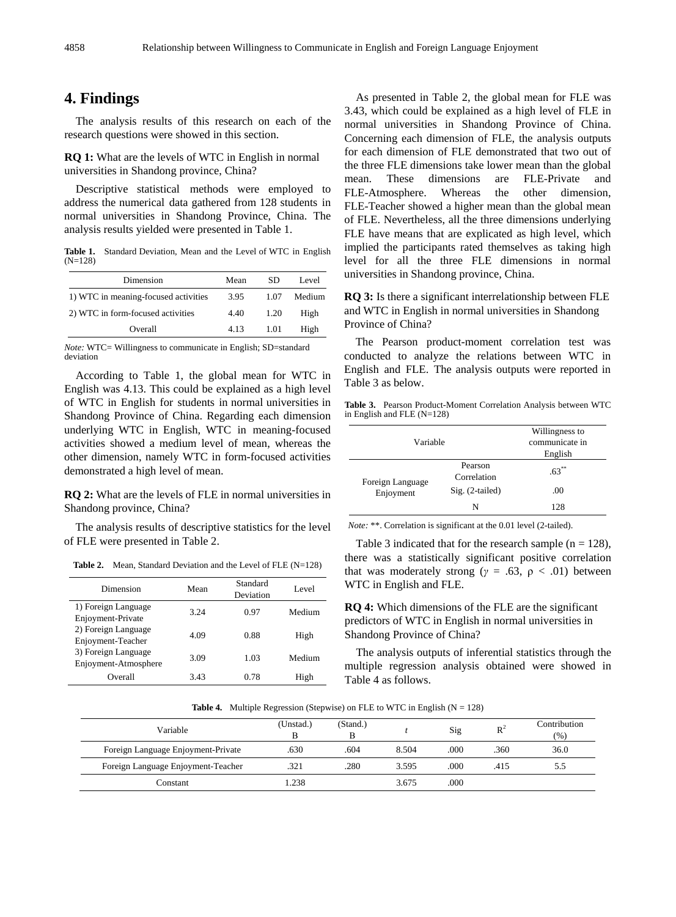## 4. Findings

The analysis results of this research on each of the research questions were showed in this section.

**RQ 1:** What are the levels of WTC in English in normal universities in Shandong province, China?

Descriptive statistical methods were employed to address the numerical data gathered from 128 students in normal universities in Shandong Province, China. The analysis results yielded were presented in Table 1.

**Table 1.** Standard Deviation, Mean and the Level of WTC in English (N=128)

| Dimension | Mean | SD | Level |
|---|---|---|---|
| 1) WTC in meaning-focused activities | 3.95 | 1.07 | Medium |
| 2) WTC in form-focused activities | 4.40 | 1.20 | High |
| Overall | 4.13 | 1.01 | High |

*Note:* WTC= Willingness to communicate in English; SD=standard deviation

According to Table 1, the global mean for WTC in English was 4.13. This could be explained as a high level of WTC in English for students in normal universities in Shandong Province of China. Regarding each dimension underlying WTC in English, WTC in meaning-focused activities showed a medium level of mean, whereas the other dimension, namely WTC in form-focused activities demonstrated a high level of mean.

**RQ 2:** What are the levels of FLE in normal universities in Shandong province, China?

The analysis results of descriptive statistics for the level of FLE were presented in Table 2.

**Table 2.** Mean, Standard Deviation and the Level of FLE (N=128)

| Dimension | Mean | Standard Deviation | Level |
|---|---|---|---|
| 1) Foreign Language Enjoyment-Private | 3.24 | 0.97 | Medium |
| 2) Foreign Language Enjoyment-Teacher | 4.09 | 0.88 | High |
| 3) Foreign Language Enjoyment-Atmosphere | 3.09 | 1.03 | Medium |
| Overall | 3.43 | 0.78 | High |

As presented in Table 2, the global mean for FLE was 3.43, which could be explained as a high level of FLE in normal universities in Shandong Province of China. Concerning each dimension of FLE, the analysis outputs for each dimension of FLE demonstrated that two out of the three FLE dimensions take lower mean than the global mean. These dimensions are FLE-Private and FLE-Atmosphere. Whereas the other dimension, FLE-Teacher showed a higher mean than the global mean of FLE. Nevertheless, all the three dimensions underlying FLE have means that are explicated as high level, which implied the participants rated themselves as taking high level for all the three FLE dimensions in normal universities in Shandong province, China.

**RQ 3:** Is there a significant interrelationship between FLE and WTC in English in normal universities in Shandong Province of China?

The Pearson product-moment correlation test was conducted to analyze the relations between WTC in English and FLE. The analysis outputs were reported in Table 3 as below.

**Table 3.** Pearson Product-Moment Correlation Analysis between WTC in English and FLE (N=128)

| Variable | | Willingness to communicate in English |
|---|---|---|
| Foreign Language Enjoyment | Pearson Correlation | .63** |
| | Sig. (2-tailed) | .00 |
| | N | 128 |

*Note:* **. Correlation is significant at the 0.01 level (2-tailed).

Table 3 indicated that for the research sample (n = 128), there was a statistically significant positive correlation that was moderately strong ($\gamma$ = .63, $\rho$ < .01) between WTC in English and FLE.

**RQ 4:** Which dimensions of the FLE are the significant predictors of WTC in English in normal universities in Shandong Province of China?

The analysis outputs of inferential statistics through the multiple regression analysis obtained were showed in Table 4 as follows.

**Table 4.** Multiple Regression (Stepwise) on FLE to WTC in English (N = 128)

| Variable | (Unstad.) B | (Stand.) B | *t* | Sig | $R^2$ | Contribution (%) |
|---|---|---|---|---|---|---|
| Foreign Language Enjoyment-Private | .630 | .604 | 8.504 | .000 | .360 | 36.0 |
| Foreign Language Enjoyment-Teacher | .321 | .280 | 3.595 | .000 | .415 | 5.5 |
| Constant | 1.238 | | 3.675 | .000 | | |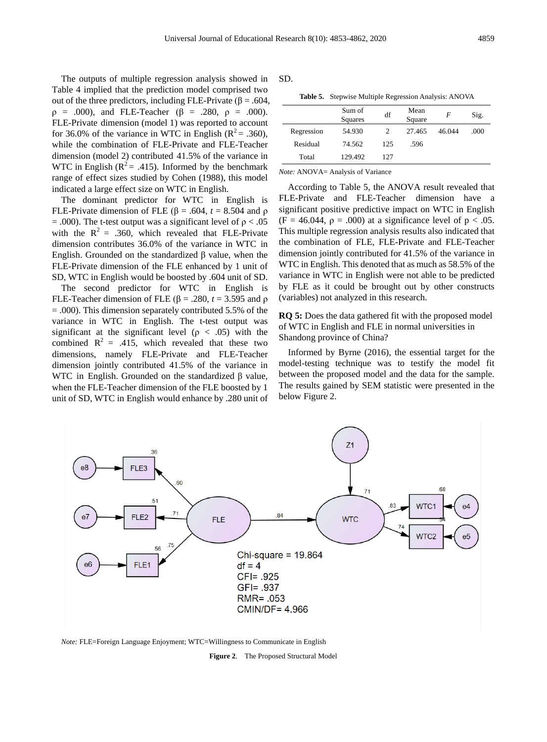The outputs of multiple regression analysis showed in Table 4 implied that the prediction model comprised two out of the three predictors, including FLE-Private (β = .604, ρ = .000), and FLE-Teacher (β = .280, ρ = .000). FLE-Private dimension (model 1) was reported to account for 36.0% of the variance in WTC in English ($R^2$ = .360), while the combination of FLE-Private and FLE-Teacher dimension (model 2) contributed 41.5% of the variance in WTC in English ($R^2$ = .415). Informed by the benchmark range of effect sizes studied by Cohen (1988), this model indicated a large effect size on WTC in English.

The dominant predictor for WTC in English is FLE-Private dimension of FLE (β = .604, *t* = 8.504 and ρ = .000). The t-test output was a significant level of ρ < .05 with the $R^2$ = .360, which revealed that FLE-Private dimension contributes 36.0% of the variance in WTC in English. Grounded on the standardized β value, when the FLE-Private dimension of the FLE enhanced by 1 unit of SD, WTC in English would be boosted by .604 unit of SD.

The second predictor for WTC in English is FLE-Teacher dimension of FLE (β = .280, *t* = 3.595 and ρ = .000). This dimension separately contributed 5.5% of the variance in WTC in English. The t-test output was significant at the significant level (ρ < .05) with the combined $R^2$ = .415, which revealed that these two dimensions, namely FLE-Private and FLE-Teacher dimension jointly contributed 41.5% of the variance in WTC in English. Grounded on the standardized β value, when the FLE-Teacher dimension of the FLE boosted by 1 unit of SD, WTC in English would enhance by .280 unit of SD.

**Table 5.** Stepwise Multiple Regression Analysis: ANOVA

| | Sum of Squares | df | Mean Square | *F* | Sig. |
|---|---|---|---|---|---|
| Regression | 54.930 | 2 | 27.465 | 46.044 | .000 |
| Residual | 74.562 | 125 | .596 | | |
| Total | 129.492 | 127 | | | |

*Note:* ANOVA= Analysis of Variance

According to Table 5, the ANOVA result revealed that FLE-Private and FLE-Teacher dimension have a significant positive predictive impact on WTC in English (F = 46.044, ρ = .000) at a significance level of p < .05. This multiple regression analysis results also indicated that the combination of FLE, FLE-Private and FLE-Teacher dimension jointly contributed for 41.5% of the variance in WTC in English. This denoted that as much as 58.5% of the variance in WTC in English were not able to be predicted by FLE as it could be brought out by other constructs (variables) not analyzed in this research.

**RQ 5:** Does the data gathered fit with the proposed model of WTC in English and FLE in normal universities in Shandong province of China?

Informed by Byrne (2016), the essential target for the model-testing technique was to testify the model fit between the proposed model and the data for the sample. The results gained by SEM statistic were presented in the below Figure 2.

Chi-square = 19.864
df = 4
CFI= .925
GFI= .937
RMR= .053
CMIN/DF= 4.966

*Note:* FLE=Foreign Language Enjoyment; WTC=Willingness to Communicate in English

**Figure 2**. The Proposed Structural Model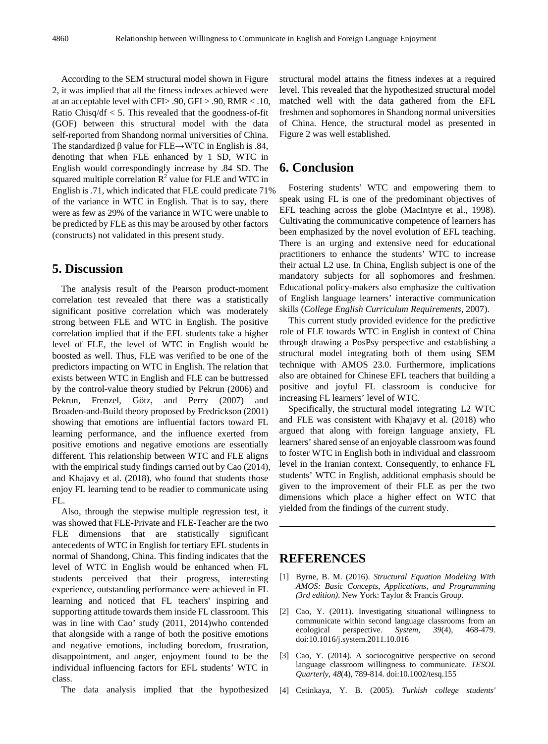According to the SEM structural model shown in Figure 2, it was implied that all the fitness indexes achieved were at an acceptable level with CFI> .90, GFI > .90, RMR < .10, Ratio Chisq/df < 5. This revealed that the goodness-of-fit (GOF) between this structural model with the data self-reported from Shandong normal universities of China. The standardized β value for FLE→WTC in English is .84, denoting that when FLE enhanced by 1 SD, WTC in English would correspondingly increase by .84 SD. The squared multiple correlation $R^2$ value for FLE and WTC in English is .71, which indicated that FLE could predicate 71% of the variance in WTC in English. That is to say, there were as few as 29% of the variance in WTC were unable to be predicted by FLE as this may be aroused by other factors (constructs) not validated in this present study.

## 5. Discussion

The analysis result of the Pearson product-moment correlation test revealed that there was a statistically significant positive correlation which was moderately strong between FLE and WTC in English. The positive correlation implied that if the EFL students take a higher level of FLE, the level of WTC in English would be boosted as well. Thus, FLE was verified to be one of the predictors impacting on WTC in English. The relation that exists between WTC in English and FLE can be buttressed by the control-value theory studied by Pekrun (2006) and Pekrun, Frenzel, Götz, and Perry (2007) and Broaden-and-Build theory proposed by Fredrickson (2001) showing that emotions are influential factors toward FL learning performance, and the influence exerted from positive emotions and negative emotions are essentially different. This relationship between WTC and FLE aligns with the empirical study findings carried out by Cao (2014), and Khajavy et al. (2018), who found that students those enjoy FL learning tend to be readier to communicate using FL.

Also, through the stepwise multiple regression test, it was showed that FLE-Private and FLE-Teacher are the two FLE dimensions that are statistically significant antecedents of WTC in English for tertiary EFL students in normal of Shandong, China. This finding indicates that the level of WTC in English would be enhanced when FL students perceived that their progress, interesting experience, outstanding performance were achieved in FL learning and noticed that FL teachers' inspiring and supporting attitude towards them inside FL classroom. This was in line with Cao' study (2011, 2014)who contended that alongside with a range of both the positive emotions and negative emotions, including boredom, frustration, disappointment, and anger, enjoyment found to be the individual influencing factors for EFL students' WTC in class.

The data analysis implied that the hypothesized structural model attains the fitness indexes at a required level. This revealed that the hypothesized structural model matched well with the data gathered from the EFL freshmen and sophomores in Shandong normal universities of China. Hence, the structural model as presented in Figure 2 was well established.

## 6. Conclusion

Fostering students' WTC and empowering them to speak using FL is one of the predominant objectives of EFL teaching across the globe (MacIntyre et al., 1998). Cultivating the communicative competence of learners has been emphasized by the novel evolution of EFL teaching. There is an urging and extensive need for educational practitioners to enhance the students' WTC to increase their actual L2 use. In China, English subject is one of the mandatory subjects for all sophomores and freshmen. Educational policy-makers also emphasize the cultivation of English language learners' interactive communication skills (*College English Curriculum Requirements*, 2007).

This current study provided evidence for the predictive role of FLE towards WTC in English in context of China through drawing a PosPsy perspective and establishing a structural model integrating both of them using SEM technique with AMOS 23.0. Furthermore, implications also are obtained for Chinese EFL teachers that building a positive and joyful FL classroom is conducive for increasing FL learners' level of WTC.

Specifically, the structural model integrating L2 WTC and FLE was consistent with Khajavy et al. (2018) who argued that along with foreign language anxiety, FL learners' shared sense of an enjoyable classroom was found to foster WTC in English both in individual and classroom level in the Iranian context. Consequently, to enhance FL students' WTC in English, additional emphasis should be given to the improvement of their FLE as per the two dimensions which place a higher effect on WTC that yielded from the findings of the current study.

---

## REFERENCES

[1] Byrne, B. M. (2016). *Structural Equation Modeling With AMOS: Basic Concepts, Applications, and Programming (3rd edition)*. New York: Taylor & Francis Group.

[2] Cao, Y. (2011). Investigating situational willingness to communicate within second language classrooms from an ecological perspective. *System*, *39*(4), 468-479. doi:10.1016/j.system.2011.10.016

[3] Cao, Y. (2014). A sociocognitive perspective on second language classroom willingness to communicate. *TESOL Quarterly, 48*(4), 789-814. doi:10.1002/tesq.155

[4] Cetinkaya, Y. B. (2005). *Turkish college students'*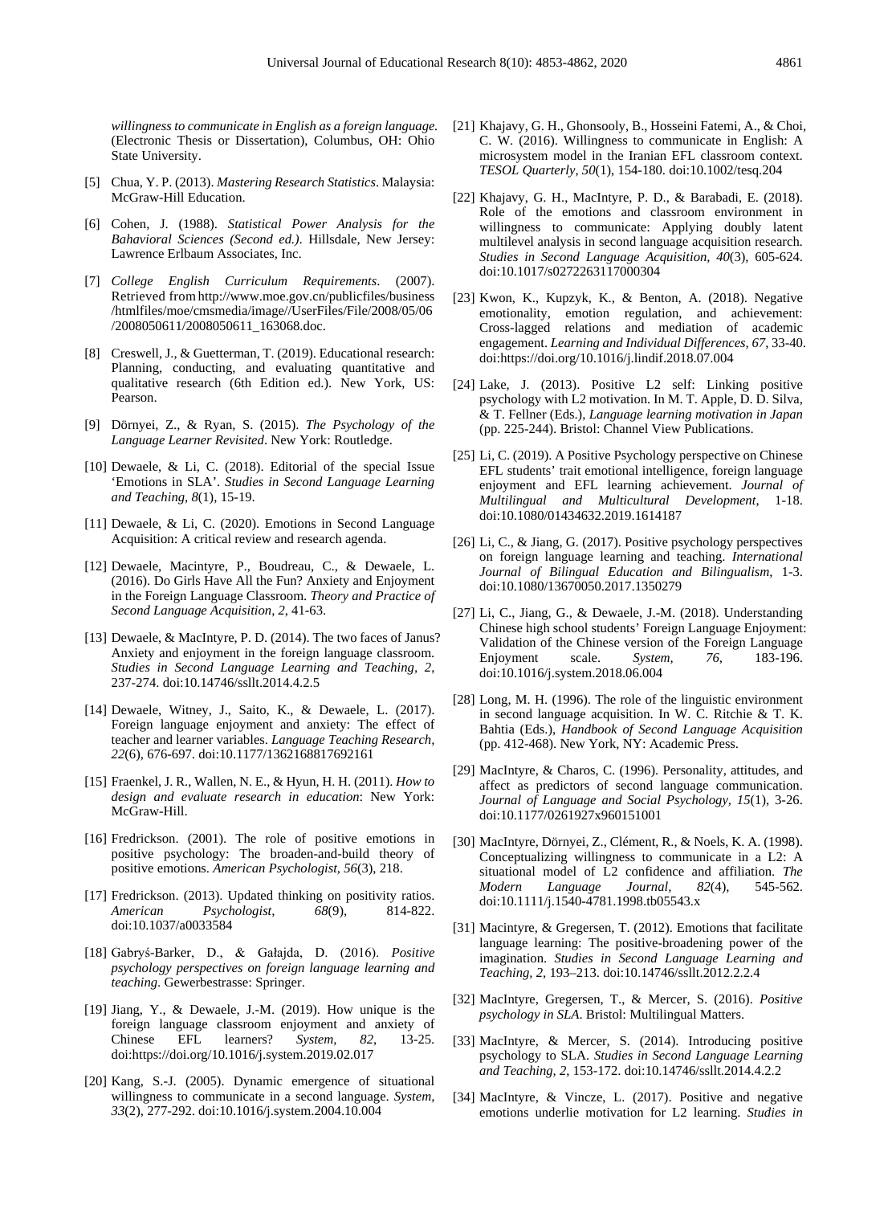*willingness to communicate in English as a foreign language.* (Electronic Thesis or Dissertation), Columbus, OH: Ohio State University.

[5] Chua, Y. P. (2013). *Mastering Research Statistics*. Malaysia: McGraw-Hill Education.

[6] Cohen, J. (1988). *Statistical Power Analysis for the Bahavioral Sciences (Second ed.)*. Hillsdale, New Jersey: Lawrence Erlbaum Associates, Inc.

[7] *College English Curriculum Requirements*. (2007). Retrieved from http://www.moe.gov.cn/publicfiles/business/htmlfiles/moe/cmsmedia/image//UserFiles/File/2008/05/06/2008050611/2008050611_163068.doc.

[8] Creswell, J., & Guetterman, T. (2019). Educational research: Planning, conducting, and evaluating quantitative and qualitative research (6th Edition ed.). New York, US: Pearson.

[9] Dörnyei, Z., & Ryan, S. (2015). *The Psychology of the Language Learner Revisited*. New York: Routledge.

[10] Dewaele, & Li, C. (2018). Editorial of the special Issue 'Emotions in SLA'. *Studies in Second Language Learning and Teaching, 8*(1), 15-19.

[11] Dewaele, & Li, C. (2020). Emotions in Second Language Acquisition: A critical review and research agenda.

[12] Dewaele, Macintyre, P., Boudreau, C., & Dewaele, L. (2016). Do Girls Have All the Fun? Anxiety and Enjoyment in the Foreign Language Classroom. *Theory and Practice of Second Language Acquisition, 2*, 41-63.

[13] Dewaele, & MacIntyre, P. D. (2014). The two faces of Janus? Anxiety and enjoyment in the foreign language classroom. *Studies in Second Language Learning and Teaching, 2*, 237-274. doi:10.14746/ssllt.2014.4.2.5

[14] Dewaele, Witney, J., Saito, K., & Dewaele, L. (2017). Foreign language enjoyment and anxiety: The effect of teacher and learner variables. *Language Teaching Research, 22*(6), 676-697. doi:10.1177/1362168817692161

[15] Fraenkel, J. R., Wallen, N. E., & Hyun, H. H. (2011). *How to design and evaluate research in education*: New York: McGraw-Hill.

[16] Fredrickson. (2001). The role of positive emotions in positive psychology: The broaden-and-build theory of positive emotions. *American Psychologist, 56*(3), 218.

[17] Fredrickson. (2013). Updated thinking on positivity ratios. *American Psychologist, 68*(9), 814-822. doi:10.1037/a0033584

[18] Gabryś-Barker, D., & Gałajda, D. (2016). *Positive psychology perspectives on foreign language learning and teaching*. Gewerbestrasse: Springer.

[19] Jiang, Y., & Dewaele, J.-M. (2019). How unique is the foreign language classroom enjoyment and anxiety of Chinese EFL learners? *System, 82*, 13-25. doi:https://doi.org/10.1016/j.system.2019.02.017

[20] Kang, S.-J. (2005). Dynamic emergence of situational willingness to communicate in a second language. *System, 33*(2), 277-292. doi:10.1016/j.system.2004.10.004

[21] Khajavy, G. H., Ghonsooly, B., Hosseini Fatemi, A., & Choi, C. W. (2016). Willingness to communicate in English: A microsystem model in the Iranian EFL classroom context. *TESOL Quarterly, 50*(1), 154-180. doi:10.1002/tesq.204

[22] Khajavy, G. H., MacIntyre, P. D., & Barabadi, E. (2018). Role of the emotions and classroom environment in willingness to communicate: Applying doubly latent multilevel analysis in second language acquisition research. *Studies in Second Language Acquisition, 40*(3), 605-624. doi:10.1017/s0272263117000304

[23] Kwon, K., Kupzyk, K., & Benton, A. (2018). Negative emotionality, emotion regulation, and achievement: Cross-lagged relations and mediation of academic engagement. *Learning and Individual Differences, 67*, 33-40. doi:https://doi.org/10.1016/j.lindif.2018.07.004

[24] Lake, J. (2013). Positive L2 self: Linking positive psychology with L2 motivation. In M. T. Apple, D. D. Silva, & T. Fellner (Eds.), *Language learning motivation in Japan* (pp. 225-244). Bristol: Channel View Publications.

[25] Li, C. (2019). A Positive Psychology perspective on Chinese EFL students' trait emotional intelligence, foreign language enjoyment and EFL learning achievement. *Journal of Multilingual and Multicultural Development*, 1-18. doi:10.1080/01434632.2019.1614187

[26] Li, C., & Jiang, G. (2017). Positive psychology perspectives on foreign language learning and teaching. *International Journal of Bilingual Education and Bilingualism*, 1-3. doi:10.1080/13670050.2017.1350279

[27] Li, C., Jiang, G., & Dewaele, J.-M. (2018). Understanding Chinese high school students' Foreign Language Enjoyment: Validation of the Chinese version of the Foreign Language Enjoyment scale. *System, 76*, 183-196. doi:10.1016/j.system.2018.06.004

[28] Long, M. H. (1996). The role of the linguistic environment in second language acquisition. In W. C. Ritchie & T. K. Bahtia (Eds.), *Handbook of Second Language Acquisition* (pp. 412-468). New York, NY: Academic Press.

[29] MacIntyre, & Charos, C. (1996). Personality, attitudes, and affect as predictors of second language communication. *Journal of Language and Social Psychology, 15*(1), 3-26. doi:10.1177/0261927x960151001

[30] MacIntyre, Dörnyei, Z., Clément, R., & Noels, K. A. (1998). Conceptualizing willingness to communicate in a L2: A situational model of L2 confidence and affiliation. *The Modern Language Journal, 82*(4), 545-562. doi:10.1111/j.1540-4781.1998.tb05543.x

[31] Macintyre, & Gregersen, T. (2012). Emotions that facilitate language learning: The positive-broadening power of the imagination. *Studies in Second Language Learning and Teaching, 2*, 193–213. doi:10.14746/ssllt.2012.2.2.4

[32] MacIntyre, Gregersen, T., & Mercer, S. (2016). *Positive psychology in SLA*. Bristol: Multilingual Matters.

[33] MacIntyre, & Mercer, S. (2014). Introducing positive psychology to SLA. *Studies in Second Language Learning and Teaching, 2*, 153-172. doi:10.14746/ssllt.2014.4.2.2

[34] MacIntyre, & Vincze, L. (2017). Positive and negative emotions underlie motivation for L2 learning. *Studies in*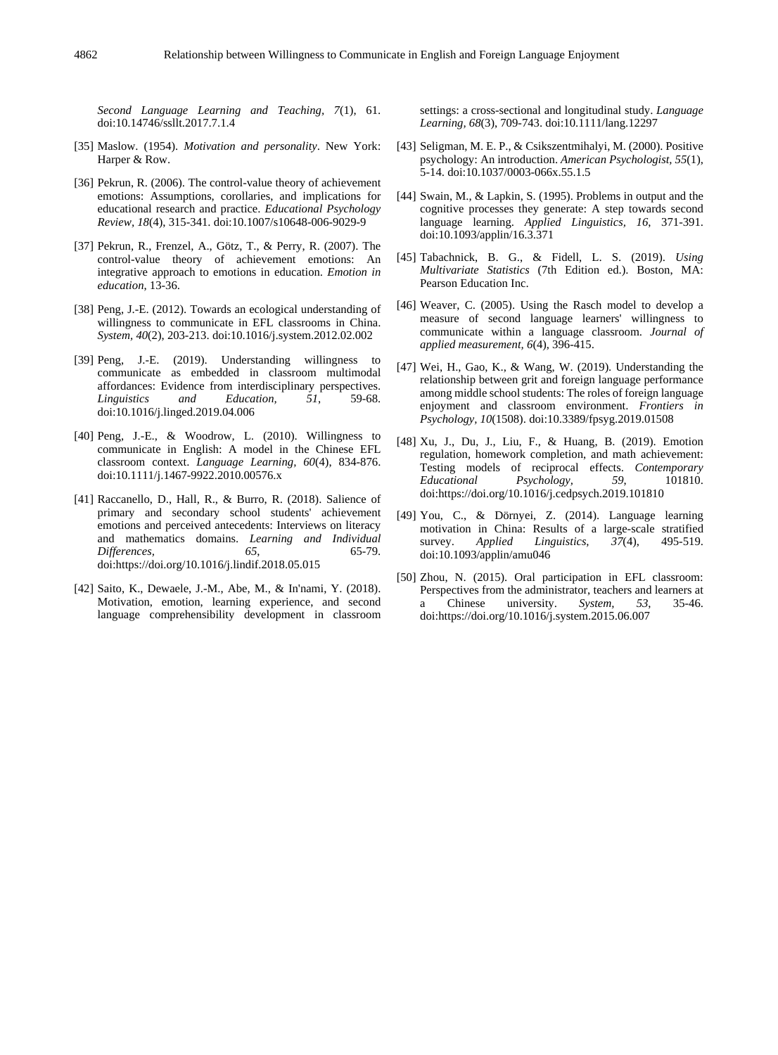*Second Language Learning and Teaching, 7*(1), 61. doi:10.14746/ssllt.2017.7.1.4

[35] Maslow. (1954). *Motivation and personality*. New York: Harper & Row.

[36] Pekrun, R. (2006). The control-value theory of achievement emotions: Assumptions, corollaries, and implications for educational research and practice. *Educational Psychology Review, 18*(4), 315-341. doi:10.1007/s10648-006-9029-9

[37] Pekrun, R., Frenzel, A., Götz, T., & Perry, R. (2007). The control-value theory of achievement emotions: An integrative approach to emotions in education. *Emotion in education*, 13-36.

[38] Peng, J.-E. (2012). Towards an ecological understanding of willingness to communicate in EFL classrooms in China. *System, 40*(2), 203-213. doi:10.1016/j.system.2012.02.002

[39] Peng, J.-E. (2019). Understanding willingness to communicate as embedded in classroom multimodal affordances: Evidence from interdisciplinary perspectives. *Linguistics and Education, 51*, 59-68. doi:10.1016/j.linged.2019.04.006

[40] Peng, J.-E., & Woodrow, L. (2010). Willingness to communicate in English: A model in the Chinese EFL classroom context. *Language Learning, 60*(4), 834-876. doi:10.1111/j.1467-9922.2010.00576.x

[41] Raccanello, D., Hall, R., & Burro, R. (2018). Salience of primary and secondary school students' achievement emotions and perceived antecedents: Interviews on literacy and mathematics domains. *Learning and Individual Differences, 65*, 65-79. doi:https://doi.org/10.1016/j.lindif.2018.05.015

[42] Saito, K., Dewaele, J.-M., Abe, M., & In'nami, Y. (2018). Motivation, emotion, learning experience, and second language comprehensibility development in classroom settings: a cross-sectional and longitudinal study. *Language Learning, 68*(3), 709-743. doi:10.1111/lang.12297

[43] Seligman, M. E. P., & Csikszentmihalyi, M. (2000). Positive psychology: An introduction. *American Psychologist, 55*(1), 5-14. doi:10.1037/0003-066x.55.1.5

[44] Swain, M., & Lapkin, S. (1995). Problems in output and the cognitive processes they generate: A step towards second language learning. *Applied Linguistics, 16*, 371-391. doi:10.1093/applin/16.3.371

[45] Tabachnick, B. G., & Fidell, L. S. (2019). *Using Multivariate Statistics* (7th Edition ed.). Boston, MA: Pearson Education Inc.

[46] Weaver, C. (2005). Using the Rasch model to develop a measure of second language learners' willingness to communicate within a language classroom. *Journal of applied measurement, 6*(4), 396-415.

[47] Wei, H., Gao, K., & Wang, W. (2019). Understanding the relationship between grit and foreign language performance among middle school students: The roles of foreign language enjoyment and classroom environment. *Frontiers in Psychology, 10*(1508). doi:10.3389/fpsyg.2019.01508

[48] Xu, J., Du, J., Liu, F., & Huang, B. (2019). Emotion regulation, homework completion, and math achievement: Testing models of reciprocal effects. *Contemporary Educational Psychology, 59*, 101810. doi:https://doi.org/10.1016/j.cedpsych.2019.101810

[49] You, C., & Dörnyei, Z. (2014). Language learning motivation in China: Results of a large-scale stratified survey. *Applied Linguistics, 37*(4), 495-519. doi:10.1093/applin/amu046

[50] Zhou, N. (2015). Oral participation in EFL classroom: Perspectives from the administrator, teachers and learners at a Chinese university. *System, 53*, 35-46. doi:https://doi.org/10.1016/j.system.2015.06.007